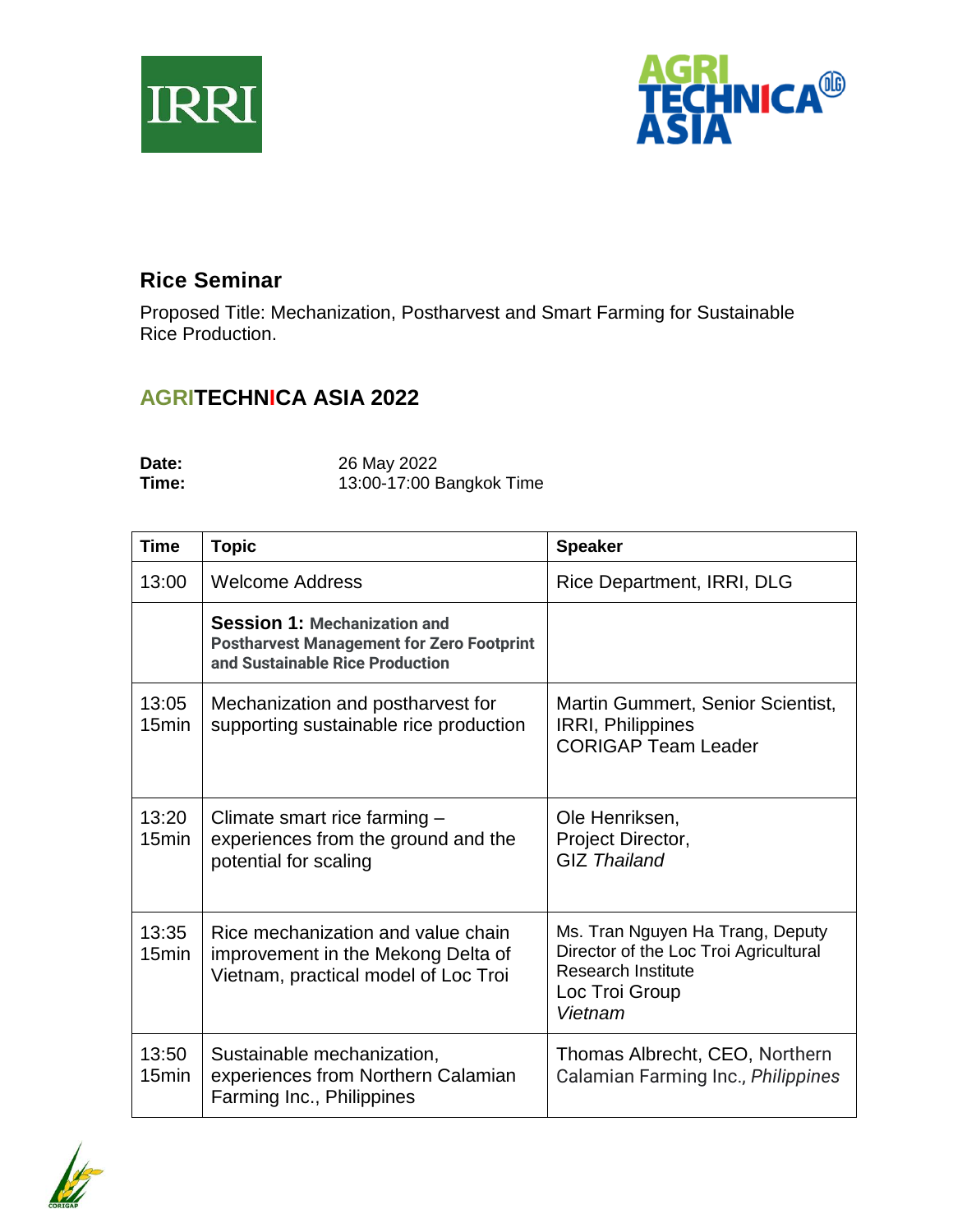## Rice Seminar

Proposed Title: Mechanization, Postharvest and Smart Farming for Sustainable Rice Production.

## AGRITECHNICA ASIA 2022

**Date:** 26 May 2022
**Time:** 13:00-17:00 Bangkok Time

| Time | Topic | Speaker |
|---|---|---|
| 13:00 | Welcome Address | Rice Department, IRRI, DLG |
| | **Session 1: Mechanization and Postharvest Management for Zero Footprint and Sustainable Rice Production** | |
| 13:05 15min | Mechanization and postharvest for supporting sustainable rice production | Martin Gummert, Senior Scientist, IRRI, Philippines CORIGAP Team Leader |
| 13:20 15min | Climate smart rice farming – experiences from the ground and the potential for scaling | Ole Henriksen, Project Director, GIZ *Thailand* |
| 13:35 15min | Rice mechanization and value chain improvement in the Mekong Delta of Vietnam, practical model of Loc Troi | Ms. Tran Nguyen Ha Trang, Deputy Director of the Loc Troi Agricultural Research Institute Loc Troi Group *Vietnam* |
| 13:50 15min | Sustainable mechanization, experiences from Northern Calamian Farming Inc., Philippines | Thomas Albrecht, CEO, Northern Calamian Farming Inc.*, Philippines* |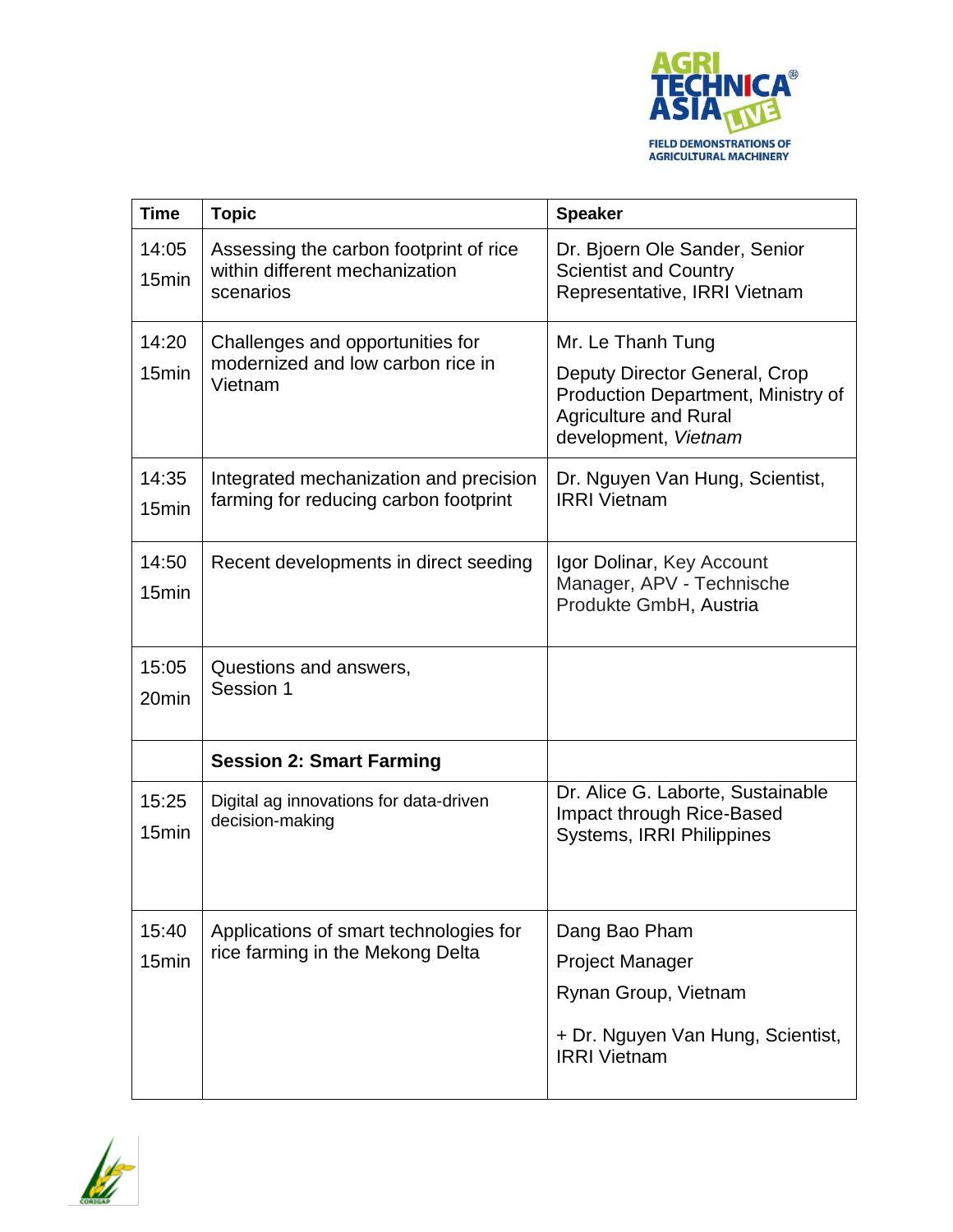| Time | Topic | Speaker |
|---|---|---|
| 14:05 15min | Assessing the carbon footprint of rice within different mechanization scenarios | Dr. Bjoern Ole Sander, Senior Scientist and Country Representative, IRRI Vietnam |
| 14:20 15min | Challenges and opportunities for modernized and low carbon rice in Vietnam | Mr. Le Thanh Tung<br>Deputy Director General, Crop Production Department, Ministry of Agriculture and Rural development, *Vietnam* |
| 14:35 15min | Integrated mechanization and precision farming for reducing carbon footprint | Dr. Nguyen Van Hung, Scientist, IRRI Vietnam |
| 14:50 15min | Recent developments in direct seeding | Igor Dolinar, Key Account Manager, APV - Technische Produkte GmbH, Austria |
| 15:05 20min | Questions and answers, Session 1 | |
| | **Session 2: Smart Farming** | |
| 15:25 15min | Digital ag innovations for data-driven decision-making | Dr. Alice G. Laborte, Sustainable Impact through Rice-Based Systems, IRRI Philippines |
| 15:40 15min | Applications of smart technologies for rice farming in the Mekong Delta | Dang Bao Pham<br>Project Manager<br>Rynan Group, Vietnam<br>+ Dr. Nguyen Van Hung, Scientist, IRRI Vietnam |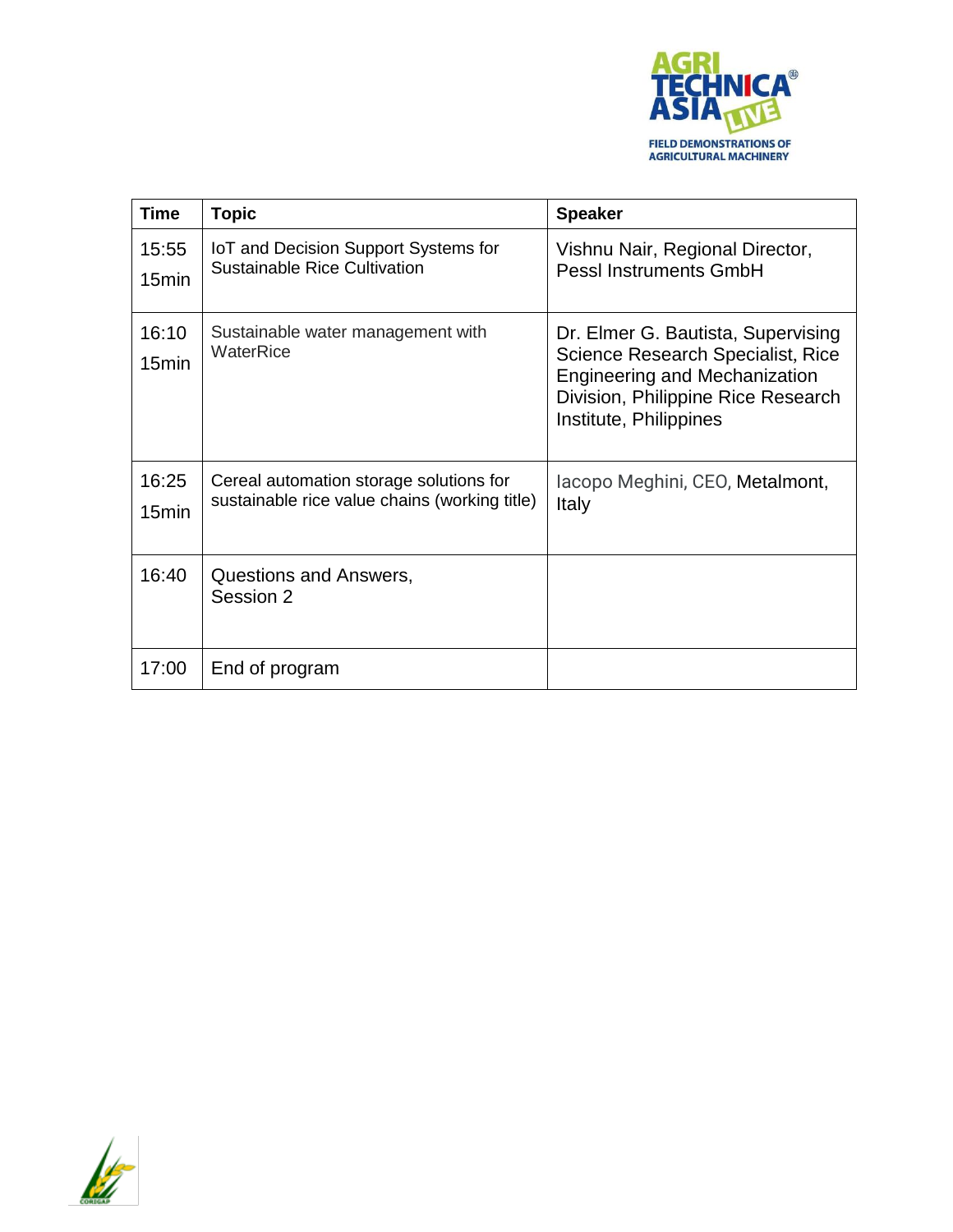| Time | Topic | Speaker |
|---|---|---|
| 15:55 15min | IoT and Decision Support Systems for Sustainable Rice Cultivation | Vishnu Nair, Regional Director, Pessl Instruments GmbH |
| 16:10 15min | Sustainable water management with WaterRice | Dr. Elmer G. Bautista, Supervising Science Research Specialist, Rice Engineering and Mechanization Division, Philippine Rice Research Institute, Philippines |
| 16:25 15min | Cereal automation storage solutions for sustainable rice value chains (working title) | Iacopo Meghini, CEO, Metalmont, Italy |
| 16:40 | Questions and Answers, Session 2 | |
| 17:00 | End of program | |